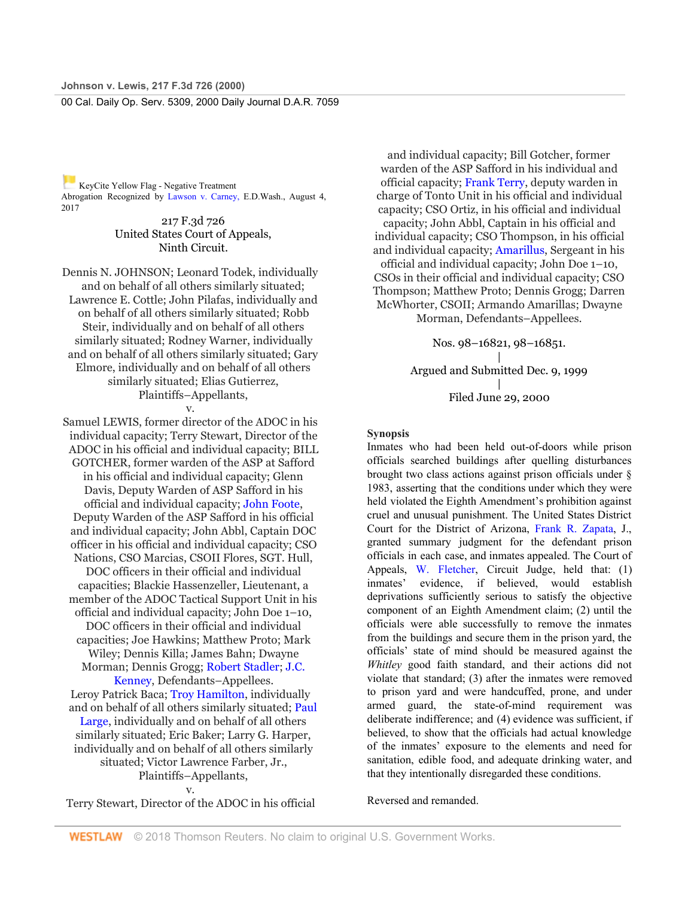KeyCite Yellow Flag - Negative Treatment
Abrogation Recognized by Lawson v. Carney, E.D.Wash., August 4, 2017

217 F.3d 726
United States Court of Appeals,
Ninth Circuit.

Dennis N. JOHNSON; Leonard Todek, individually and on behalf of all others similarly situated; Lawrence E. Cottle; John Pilafas, individually and on behalf of all others similarly situated; Robb Steir, individually and on behalf of all others similarly situated; Rodney Warner, individually and on behalf of all others similarly situated; Gary Elmore, individually and on behalf of all others similarly situated; Elias Gutierrez, Plaintiffs–Appellants,
v.
Samuel LEWIS, former director of the ADOC in his individual capacity; Terry Stewart, Director of the ADOC in his official and individual capacity; BILL GOTCHER, former warden of the ASP at Safford in his official and individual capacity; Glenn Davis, Deputy Warden of ASP Safford in his official and individual capacity; John Foote, Deputy Warden of the ASP Safford in his official and individual capacity; John Abbl, Captain DOC officer in his official and individual capacity; CSO Nations, CSO Marcias, CSOII Flores, SGT. Hull, DOC officers in their official and individual capacities; Blackie Hassenzeller, Lieutenant, a member of the ADOC Tactical Support Unit in his official and individual capacity; John Doe 1–10, DOC officers in their official and individual capacities; Joe Hawkins; Matthew Proto; Mark Wiley; Dennis Killa; James Bahn; Dwayne Morman; Dennis Grogg; Robert Stadler; J.C. Kenney, Defendants–Appellees.
Leroy Patrick Baca; Troy Hamilton, individually and on behalf of all others similarly situated; Paul Large, individually and on behalf of all others similarly situated; Eric Baker; Larry G. Harper, individually and on behalf of all others similarly situated; Victor Lawrence Farber, Jr., Plaintiffs–Appellants,
v.
Terry Stewart, Director of the ADOC in his official and individual capacity; Bill Gotcher, former warden of the ASP Safford in his individual and official capacity; Frank Terry, deputy warden in charge of Tonto Unit in his official and individual capacity; CSO Ortiz, in his official and individual capacity; John Abbl, Captain in his official and individual capacity; CSO Thompson, in his official and individual capacity; Amarillus, Sergeant in his official and individual capacity; John Doe 1–10, CSOs in their official and individual capacity; CSO Thompson; Matthew Proto; Dennis Grogg; Darren McWhorter, CSOII; Armando Amarillas; Dwayne Morman, Defendants–Appellees.

Nos. 98–16821, 98–16851.
|
Argued and Submitted Dec. 9, 1999
|
Filed June 29, 2000

**Synopsis**
Inmates who had been held out-of-doors while prison officials searched buildings after quelling disturbances brought two class actions against prison officials under § 1983, asserting that the conditions under which they were held violated the Eighth Amendment's prohibition against cruel and unusual punishment. The United States District Court for the District of Arizona, Frank R. Zapata, J., granted summary judgment for the defendant prison officials in each case, and inmates appealed. The Court of Appeals, W. Fletcher, Circuit Judge, held that: (1) inmates' evidence, if believed, would establish deprivations sufficiently serious to satisfy the objective component of an Eighth Amendment claim; (2) until the officials were able successfully to remove the inmates from the buildings and secure them in the prison yard, the officials' state of mind should be measured against the *Whitley* good faith standard, and their actions did not violate that standard; (3) after the inmates were removed to prison yard and were handcuffed, prone, and under armed guard, the state-of-mind requirement was deliberate indifference; and (4) evidence was sufficient, if believed, to show that the officials had actual knowledge of the inmates' exposure to the elements and need for sanitation, edible food, and adequate drinking water, and that they intentionally disregarded these conditions.

Reversed and remanded.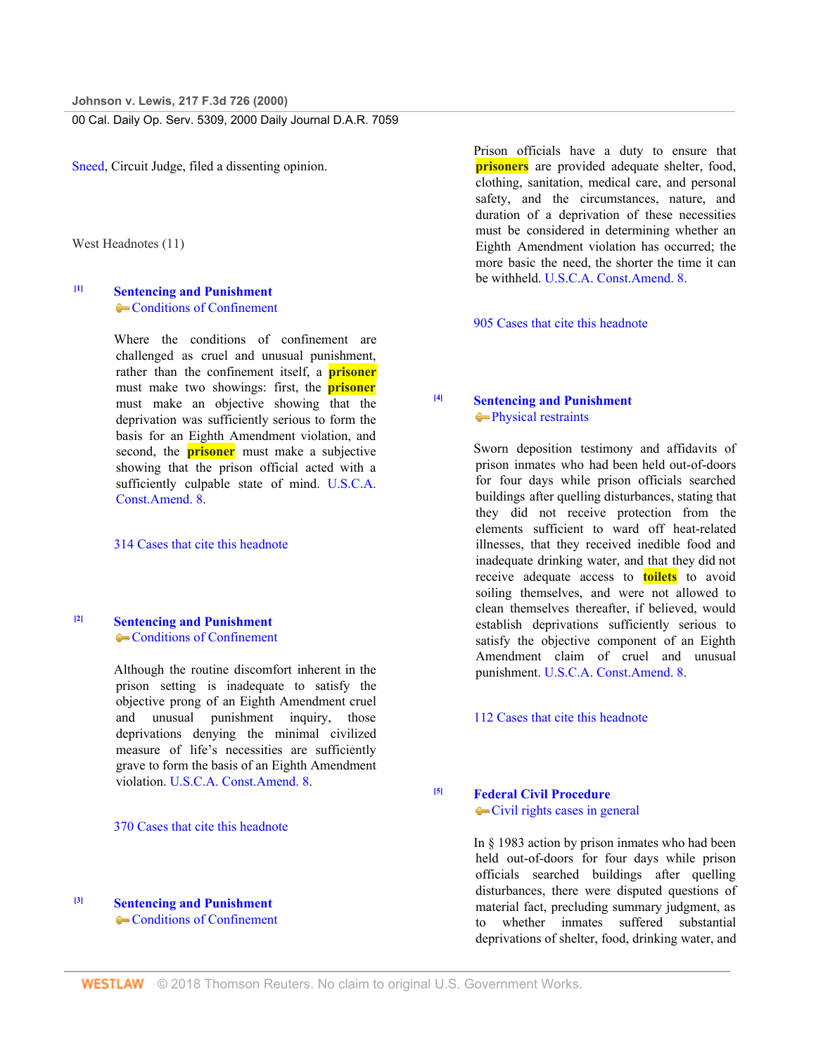Sneed, Circuit Judge, filed a dissenting opinion.

West Headnotes (11)

[1] **Sentencing and Punishment**
Conditions of Confinement

Where the conditions of confinement are challenged as cruel and unusual punishment, rather than the confinement itself, a prisoner must make two showings: first, the prisoner must make an objective showing that the deprivation was sufficiently serious to form the basis for an Eighth Amendment violation, and second, the prisoner must make a subjective showing that the prison official acted with a sufficiently culpable state of mind. U.S.C.A. Const.Amend. 8.

314 Cases that cite this headnote

[2] **Sentencing and Punishment**
Conditions of Confinement

Although the routine discomfort inherent in the prison setting is inadequate to satisfy the objective prong of an Eighth Amendment cruel and unusual punishment inquiry, those deprivations denying the minimal civilized measure of life's necessities are sufficiently grave to form the basis of an Eighth Amendment violation. U.S.C.A. Const.Amend. 8.

370 Cases that cite this headnote

[3] **Sentencing and Punishment**
Conditions of Confinement

Prison officials have a duty to ensure that prisoners are provided adequate shelter, food, clothing, sanitation, medical care, and personal safety, and the circumstances, nature, and duration of a deprivation of these necessities must be considered in determining whether an Eighth Amendment violation has occurred; the more basic the need, the shorter the time it can be withheld. U.S.C.A. Const.Amend. 8.

905 Cases that cite this headnote

[4] **Sentencing and Punishment**
Physical restraints

Sworn deposition testimony and affidavits of prison inmates who had been held out-of-doors for four days while prison officials searched buildings after quelling disturbances, stating that they did not receive protection from the elements sufficient to ward off heat-related illnesses, that they received inedible food and inadequate drinking water, and that they did not receive adequate access to toilets to avoid soiling themselves, and were not allowed to clean themselves thereafter, if believed, would establish deprivations sufficiently serious to satisfy the objective component of an Eighth Amendment claim of cruel and unusual punishment. U.S.C.A. Const.Amend. 8.

112 Cases that cite this headnote

[5] **Federal Civil Procedure**
Civil rights cases in general

In § 1983 action by prison inmates who had been held out-of-doors for four days while prison officials searched buildings after quelling disturbances, there were disputed questions of material fact, precluding summary judgment, as to whether inmates suffered substantial deprivations of shelter, food, drinking water, and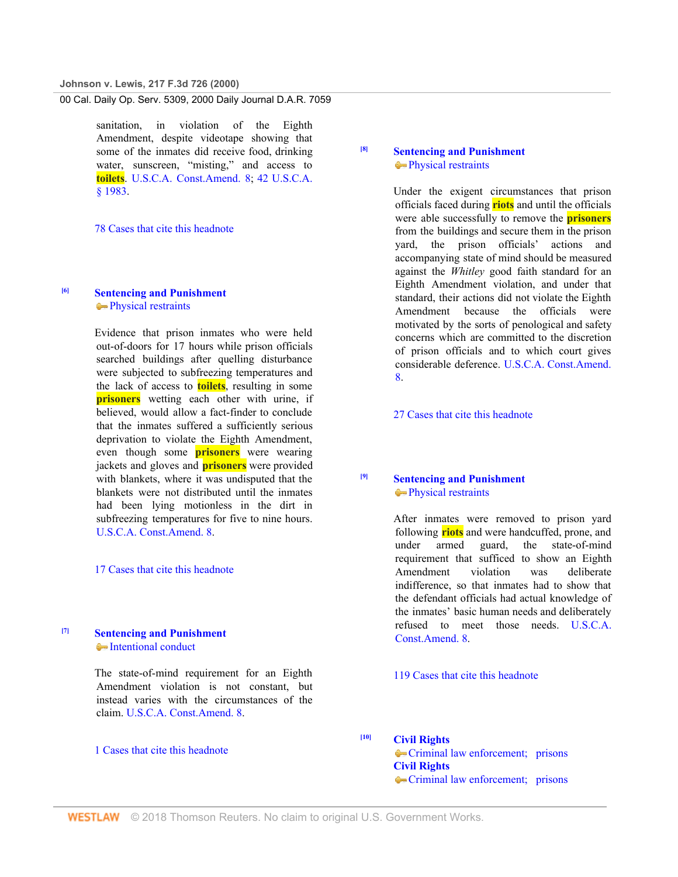sanitation, in violation of the Eighth Amendment, despite videotape showing that some of the inmates did receive food, drinking water, sunscreen, "misting," and access to **toilets**. U.S.C.A. Const.Amend. 8; 42 U.S.C.A. § 1983.

78 Cases that cite this headnote

[6] **Sentencing and Punishment**
Physical restraints

Evidence that prison inmates who were held out-of-doors for 17 hours while prison officials searched buildings after quelling disturbance were subjected to subfreezing temperatures and the lack of access to **toilets**, resulting in some **prisoners** wetting each other with urine, if believed, would allow a fact-finder to conclude that the inmates suffered a sufficiently serious deprivation to violate the Eighth Amendment, even though some **prisoners** were wearing jackets and gloves and **prisoners** were provided with blankets, where it was undisputed that the blankets were not distributed until the inmates had been lying motionless in the dirt in subfreezing temperatures for five to nine hours. U.S.C.A. Const.Amend. 8.

17 Cases that cite this headnote

[7] **Sentencing and Punishment**
Intentional conduct

The state-of-mind requirement for an Eighth Amendment violation is not constant, but instead varies with the circumstances of the claim. U.S.C.A. Const.Amend. 8.

1 Cases that cite this headnote

[8] **Sentencing and Punishment**
Physical restraints

Under the exigent circumstances that prison officials faced during **riots** and until the officials were able successfully to remove the **prisoners** from the buildings and secure them in the prison yard, the prison officials' actions and accompanying state of mind should be measured against the *Whitley* good faith standard for an Eighth Amendment violation, and under that standard, their actions did not violate the Eighth Amendment because the officials were motivated by the sorts of penological and safety concerns which are committed to the discretion of prison officials and to which court gives considerable deference. U.S.C.A. Const.Amend. 8.

27 Cases that cite this headnote

[9] **Sentencing and Punishment**
Physical restraints

After inmates were removed to prison yard following **riots** and were handcuffed, prone, and under armed guard, the state-of-mind requirement that sufficed to show an Eighth Amendment violation was deliberate indifference, so that inmates had to show that the defendant officials had actual knowledge of the inmates' basic human needs and deliberately refused to meet those needs. U.S.C.A. Const.Amend. 8.

119 Cases that cite this headnote

[10] **Civil Rights**
Criminal law enforcement; prisons
**Civil Rights**
Criminal law enforcement; prisons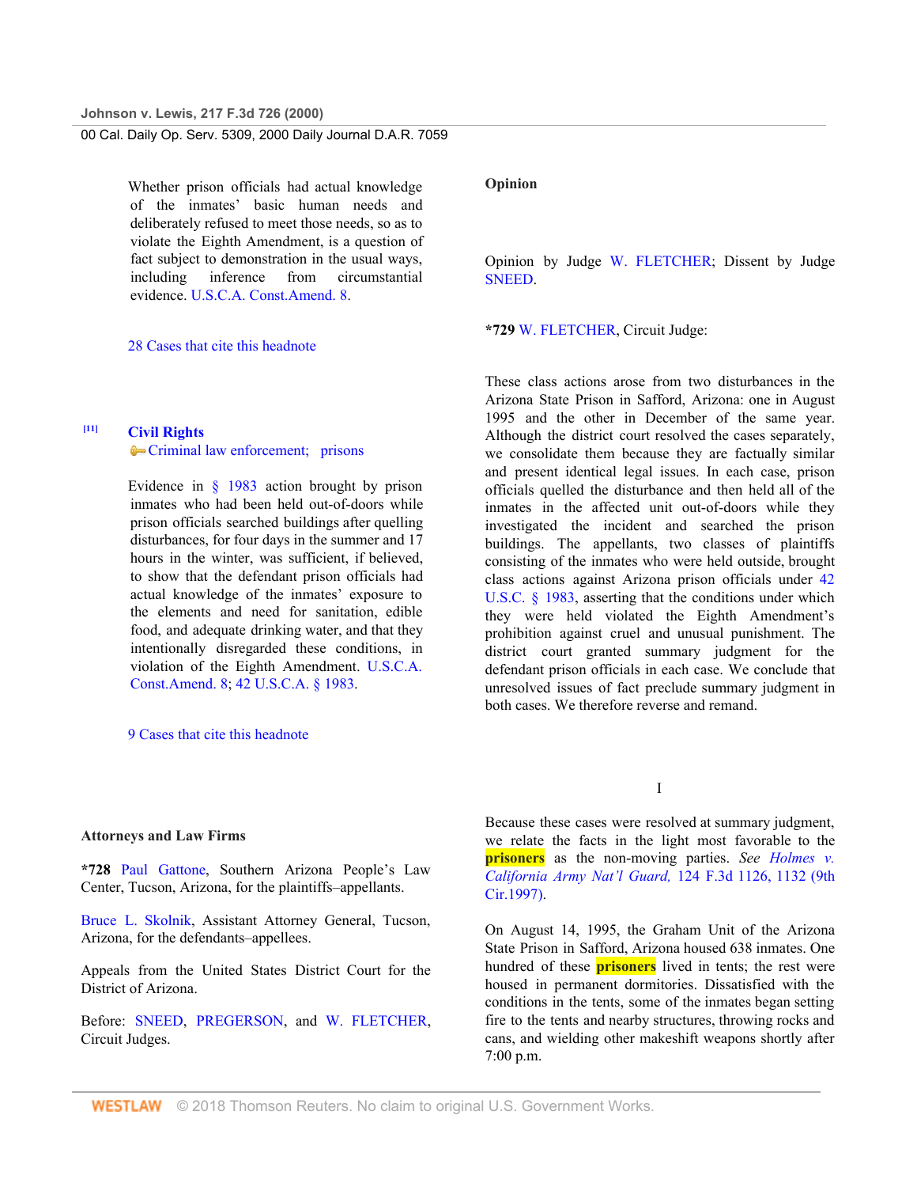Whether prison officials had actual knowledge of the inmates' basic human needs and deliberately refused to meet those needs, so as to violate the Eighth Amendment, is a question of fact subject to demonstration in the usual ways, including inference from circumstantial evidence. U.S.C.A. Const.Amend. 8.

28 Cases that cite this headnote

[11] **Civil Rights**
Criminal law enforcement; prisons

Evidence in § 1983 action brought by prison inmates who had been held out-of-doors while prison officials searched buildings after quelling disturbances, for four days in the summer and 17 hours in the winter, was sufficient, if believed, to show that the defendant prison officials had actual knowledge of the inmates' exposure to the elements and need for sanitation, edible food, and adequate drinking water, and that they intentionally disregarded these conditions, in violation of the Eighth Amendment. U.S.C.A. Const.Amend. 8; 42 U.S.C.A. § 1983.

9 Cases that cite this headnote

## Attorneys and Law Firms

**\*728** Paul Gattone, Southern Arizona People's Law Center, Tucson, Arizona, for the plaintiffs–appellants.

Bruce L. Skolnik, Assistant Attorney General, Tucson, Arizona, for the defendants–appellees.

Appeals from the United States District Court for the District of Arizona.

Before: SNEED, PREGERSON, and W. FLETCHER, Circuit Judges.

## Opinion

Opinion by Judge W. FLETCHER; Dissent by Judge SNEED.

**\*729** W. FLETCHER, Circuit Judge:

These class actions arose from two disturbances in the Arizona State Prison in Safford, Arizona: one in August 1995 and the other in December of the same year. Although the district court resolved the cases separately, we consolidate them because they are factually similar and present identical legal issues. In each case, prison officials quelled the disturbance and then held all of the inmates in the affected unit out-of-doors while they investigated the incident and searched the prison buildings. The appellants, two classes of plaintiffs consisting of the inmates who were held outside, brought class actions against Arizona prison officials under 42 U.S.C. § 1983, asserting that the conditions under which they were held violated the Eighth Amendment's prohibition against cruel and unusual punishment. The district court granted summary judgment for the defendant prison officials in each case. We conclude that unresolved issues of fact preclude summary judgment in both cases. We therefore reverse and remand.

## I

Because these cases were resolved at summary judgment, we relate the facts in the light most favorable to the prisoners as the non-moving parties. *See Holmes v. California Army Nat'l Guard,* 124 F.3d 1126, 1132 (9th Cir.1997).

On August 14, 1995, the Graham Unit of the Arizona State Prison in Safford, Arizona housed 638 inmates. One hundred of these prisoners lived in tents; the rest were housed in permanent dormitories. Dissatisfied with the conditions in the tents, some of the inmates began setting fire to the tents and nearby structures, throwing rocks and cans, and wielding other makeshift weapons shortly after 7:00 p.m.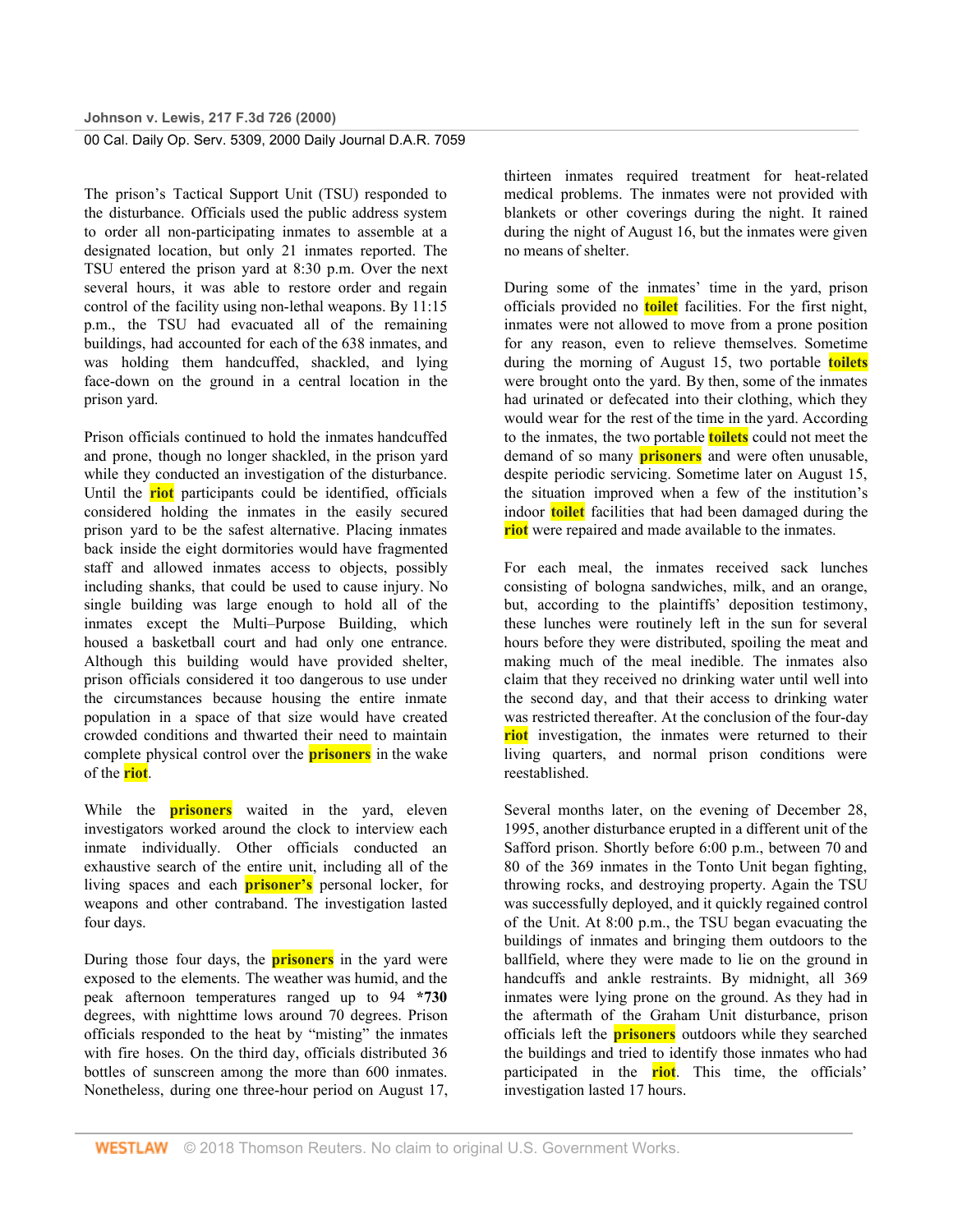The prison's Tactical Support Unit (TSU) responded to the disturbance. Officials used the public address system to order all non-participating inmates to assemble at a designated location, but only 21 inmates reported. The TSU entered the prison yard at 8:30 p.m. Over the next several hours, it was able to restore order and regain control of the facility using non-lethal weapons. By 11:15 p.m., the TSU had evacuated all of the remaining buildings, had accounted for each of the 638 inmates, and was holding them handcuffed, shackled, and lying face-down on the ground in a central location in the prison yard.

Prison officials continued to hold the inmates handcuffed and prone, though no longer shackled, in the prison yard while they conducted an investigation of the disturbance. Until the riot participants could be identified, officials considered holding the inmates in the easily secured prison yard to be the safest alternative. Placing inmates back inside the eight dormitories would have fragmented staff and allowed inmates access to objects, possibly including shanks, that could be used to cause injury. No single building was large enough to hold all of the inmates except the Multi–Purpose Building, which housed a basketball court and had only one entrance. Although this building would have provided shelter, prison officials considered it too dangerous to use under the circumstances because housing the entire inmate population in a space of that size would have created crowded conditions and thwarted their need to maintain complete physical control over the prisoners in the wake of the riot.

While the prisoners waited in the yard, eleven investigators worked around the clock to interview each inmate individually. Other officials conducted an exhaustive search of the entire unit, including all of the living spaces and each prisoner's personal locker, for weapons and other contraband. The investigation lasted four days.

During those four days, the prisoners in the yard were exposed to the elements. The weather was humid, and the peak afternoon temperatures ranged up to 94 *730 degrees, with nighttime lows around 70 degrees. Prison officials responded to the heat by "misting" the inmates with fire hoses. On the third day, officials distributed 36 bottles of sunscreen among the more than 600 inmates. Nonetheless, during one three-hour period on August 17, thirteen inmates required treatment for heat-related medical problems. The inmates were not provided with blankets or other coverings during the night. It rained during the night of August 16, but the inmates were given no means of shelter.

During some of the inmates' time in the yard, prison officials provided no toilet facilities. For the first night, inmates were not allowed to move from a prone position for any reason, even to relieve themselves. Sometime during the morning of August 15, two portable toilets were brought onto the yard. By then, some of the inmates had urinated or defecated into their clothing, which they would wear for the rest of the time in the yard. According to the inmates, the two portable toilets could not meet the demand of so many prisoners and were often unusable, despite periodic servicing. Sometime later on August 15, the situation improved when a few of the institution's indoor toilet facilities that had been damaged during the riot were repaired and made available to the inmates.

For each meal, the inmates received sack lunches consisting of bologna sandwiches, milk, and an orange, but, according to the plaintiffs' deposition testimony, these lunches were routinely left in the sun for several hours before they were distributed, spoiling the meat and making much of the meal inedible. The inmates also claim that they received no drinking water until well into the second day, and that their access to drinking water was restricted thereafter. At the conclusion of the four-day riot investigation, the inmates were returned to their living quarters, and normal prison conditions were reestablished.

Several months later, on the evening of December 28, 1995, another disturbance erupted in a different unit of the Safford prison. Shortly before 6:00 p.m., between 70 and 80 of the 369 inmates in the Tonto Unit began fighting, throwing rocks, and destroying property. Again the TSU was successfully deployed, and it quickly regained control of the Unit. At 8:00 p.m., the TSU began evacuating the buildings of inmates and bringing them outdoors to the ballfield, where they were made to lie on the ground in handcuffs and ankle restraints. By midnight, all 369 inmates were lying prone on the ground. As they had in the aftermath of the Graham Unit disturbance, prison officials left the prisoners outdoors while they searched the buildings and tried to identify those inmates who had participated in the riot. This time, the officials' investigation lasted 17 hours.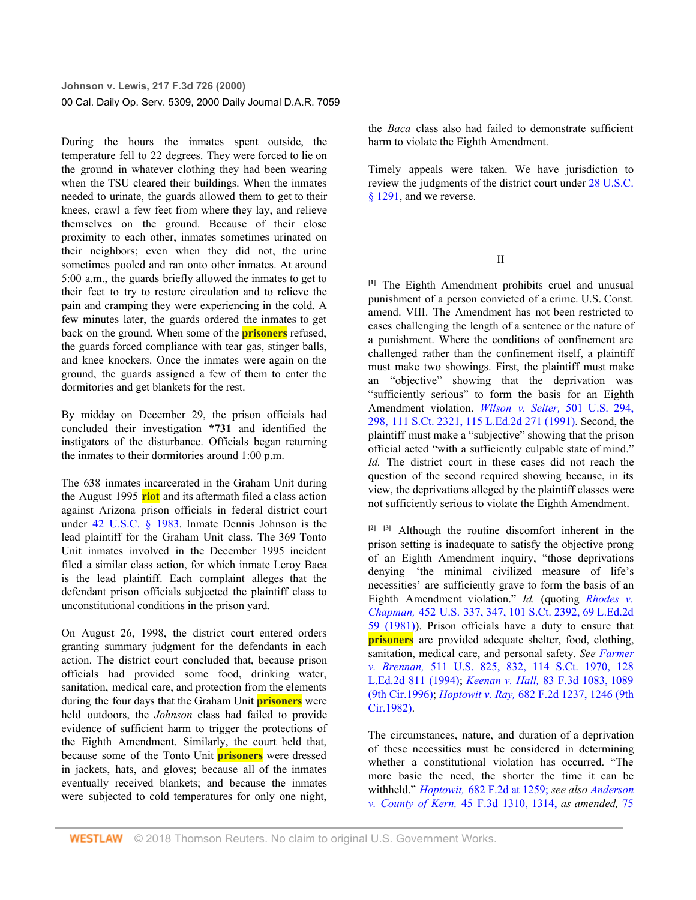During the hours the inmates spent outside, the temperature fell to 22 degrees. They were forced to lie on the ground in whatever clothing they had been wearing when the TSU cleared their buildings. When the inmates needed to urinate, the guards allowed them to get to their knees, crawl a few feet from where they lay, and relieve themselves on the ground. Because of their close proximity to each other, inmates sometimes urinated on their neighbors; even when they did not, the urine sometimes pooled and ran onto other inmates. At around 5:00 a.m., the guards briefly allowed the inmates to get to their feet to try to restore circulation and to relieve the pain and cramping they were experiencing in the cold. A few minutes later, the guards ordered the inmates to get back on the ground. When some of the prisoners refused, the guards forced compliance with tear gas, stinger balls, and knee knockers. Once the inmates were again on the ground, the guards assigned a few of them to enter the dormitories and get blankets for the rest.

By midday on December 29, the prison officials had concluded their investigation **\*731** and identified the instigators of the disturbance. Officials began returning the inmates to their dormitories around 1:00 p.m.

The 638 inmates incarcerated in the Graham Unit during the August 1995 riot and its aftermath filed a class action against Arizona prison officials in federal district court under 42 U.S.C. § 1983. Inmate Dennis Johnson is the lead plaintiff for the Graham Unit class. The 369 Tonto Unit inmates involved in the December 1995 incident filed a similar class action, for which inmate Leroy Baca is the lead plaintiff. Each complaint alleges that the defendant prison officials subjected the plaintiff class to unconstitutional conditions in the prison yard.

On August 26, 1998, the district court entered orders granting summary judgment for the defendants in each action. The district court concluded that, because prison officials had provided some food, drinking water, sanitation, medical care, and protection from the elements during the four days that the Graham Unit prisoners were held outdoors, the *Johnson* class had failed to provide evidence of sufficient harm to trigger the protections of the Eighth Amendment. Similarly, the court held that, because some of the Tonto Unit prisoners were dressed in jackets, hats, and gloves; because all of the inmates eventually received blankets; and because the inmates were subjected to cold temperatures for only one night, the *Baca* class also had failed to demonstrate sufficient harm to violate the Eighth Amendment.

Timely appeals were taken. We have jurisdiction to review the judgments of the district court under 28 U.S.C. § 1291, and we reverse.

## II

[1] The Eighth Amendment prohibits cruel and unusual punishment of a person convicted of a crime. U.S. Const. amend. VIII. The Amendment has not been restricted to cases challenging the length of a sentence or the nature of a punishment. Where the conditions of confinement are challenged rather than the confinement itself, a plaintiff must make two showings. First, the plaintiff must make an "objective" showing that the deprivation was "sufficiently serious" to form the basis for an Eighth Amendment violation. *Wilson v. Seiter,* 501 U.S. 294, 298, 111 S.Ct. 2321, 115 L.Ed.2d 271 (1991). Second, the plaintiff must make a "subjective" showing that the prison official acted "with a sufficiently culpable state of mind." *Id.* The district court in these cases did not reach the question of the second required showing because, in its view, the deprivations alleged by the plaintiff classes were not sufficiently serious to violate the Eighth Amendment.

[2] [3] Although the routine discomfort inherent in the prison setting is inadequate to satisfy the objective prong of an Eighth Amendment inquiry, "those deprivations denying 'the minimal civilized measure of life's necessities' are sufficiently grave to form the basis of an Eighth Amendment violation." *Id.* (quoting *Rhodes v. Chapman,* 452 U.S. 337, 347, 101 S.Ct. 2392, 69 L.Ed.2d 59 (1981)). Prison officials have a duty to ensure that prisoners are provided adequate shelter, food, clothing, sanitation, medical care, and personal safety. *See Farmer v. Brennan,* 511 U.S. 825, 832, 114 S.Ct. 1970, 128 L.Ed.2d 811 (1994); *Keenan v. Hall,* 83 F.3d 1083, 1089 (9th Cir.1996); *Hoptowit v. Ray,* 682 F.2d 1237, 1246 (9th Cir.1982).

The circumstances, nature, and duration of a deprivation of these necessities must be considered in determining whether a constitutional violation has occurred. "The more basic the need, the shorter the time it can be withheld." *Hoptowit,* 682 F.2d at 1259; *see also Anderson v. County of Kern,* 45 F.3d 1310, 1314, *as amended,* 75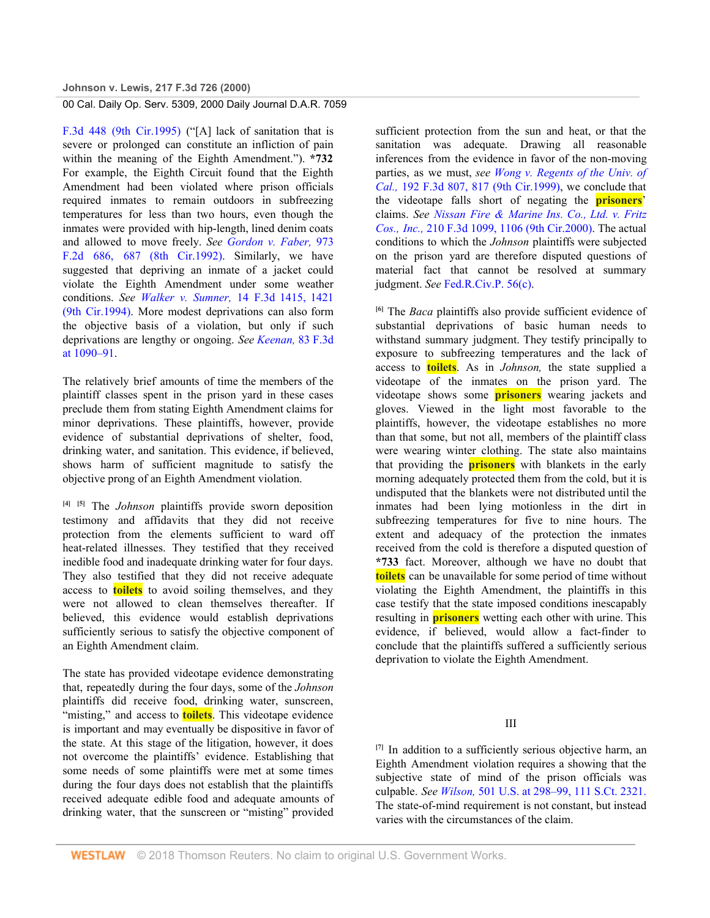F.3d 448 (9th Cir.1995) ("[A] lack of sanitation that is severe or prolonged can constitute an infliction of pain within the meaning of the Eighth Amendment."). **\*732** For example, the Eighth Circuit found that the Eighth Amendment had been violated where prison officials required inmates to remain outdoors in subfreezing temperatures for less than two hours, even though the inmates were provided with hip-length, lined denim coats and allowed to move freely. *See* *Gordon v. Faber,* 973 F.2d 686, 687 (8th Cir.1992). Similarly, we have suggested that depriving an inmate of a jacket could violate the Eighth Amendment under some weather conditions. *See* *Walker v. Sumner,* 14 F.3d 1415, 1421 (9th Cir.1994). More modest deprivations can also form the objective basis of a violation, but only if such deprivations are lengthy or ongoing. *See* *Keenan,* 83 F.3d at 1090–91.

The relatively brief amounts of time the members of the plaintiff classes spent in the prison yard in these cases preclude them from stating Eighth Amendment claims for minor deprivations. These plaintiffs, however, provide evidence of substantial deprivations of shelter, food, drinking water, and sanitation. This evidence, if believed, shows harm of sufficient magnitude to satisfy the objective prong of an Eighth Amendment violation.

[4] [5] The *Johnson* plaintiffs provide sworn deposition testimony and affidavits that they did not receive protection from the elements sufficient to ward off heat-related illnesses. They testified that they received inedible food and inadequate drinking water for four days. They also testified that they did not receive adequate access to **toilets** to avoid soiling themselves, and they were not allowed to clean themselves thereafter. If believed, this evidence would establish deprivations sufficiently serious to satisfy the objective component of an Eighth Amendment claim.

The state has provided videotape evidence demonstrating that, repeatedly during the four days, some of the *Johnson* plaintiffs did receive food, drinking water, sunscreen, "misting," and access to **toilets**. This videotape evidence is important and may eventually be dispositive in favor of the state. At this stage of the litigation, however, it does not overcome the plaintiffs' evidence. Establishing that some needs of some plaintiffs were met at some times during the four days does not establish that the plaintiffs received adequate edible food and adequate amounts of drinking water, that the sunscreen or "misting" provided sufficient protection from the sun and heat, or that the sanitation was adequate. Drawing all reasonable inferences from the evidence in favor of the non-moving parties, as we must, *see* *Wong v. Regents of the Univ. of Cal.,* 192 F.3d 807, 817 (9th Cir.1999), we conclude that the videotape falls short of negating the **prisoners**' claims. *See* *Nissan Fire & Marine Ins. Co., Ltd. v. Fritz Cos., Inc.,* 210 F.3d 1099, 1106 (9th Cir.2000). The actual conditions to which the *Johnson* plaintiffs were subjected on the prison yard are therefore disputed questions of material fact that cannot be resolved at summary judgment. *See* Fed.R.Civ.P. 56(c).

[6] The *Baca* plaintiffs also provide sufficient evidence of substantial deprivations of basic human needs to withstand summary judgment. They testify principally to exposure to subfreezing temperatures and the lack of access to **toilets**. As in *Johnson,* the state supplied a videotape of the inmates on the prison yard. The videotape shows some **prisoners** wearing jackets and gloves. Viewed in the light most favorable to the plaintiffs, however, the videotape establishes no more than that some, but not all, members of the plaintiff class were wearing winter clothing. The state also maintains that providing the **prisoners** with blankets in the early morning adequately protected them from the cold, but it is undisputed that the blankets were not distributed until the inmates had been lying motionless in the dirt in subfreezing temperatures for five to nine hours. The extent and adequacy of the protection the inmates received from the cold is therefore a disputed question of **\*733** fact. Moreover, although we have no doubt that **toilets** can be unavailable for some period of time without violating the Eighth Amendment, the plaintiffs in this case testify that the state imposed conditions inescapably resulting in **prisoners** wetting each other with urine. This evidence, if believed, would allow a fact-finder to conclude that the plaintiffs suffered a sufficiently serious deprivation to violate the Eighth Amendment.

## III

[7] In addition to a sufficiently serious objective harm, an Eighth Amendment violation requires a showing that the subjective state of mind of the prison officials was culpable. *See* *Wilson,* 501 U.S. at 298–99, 111 S.Ct. 2321. The state-of-mind requirement is not constant, but instead varies with the circumstances of the claim.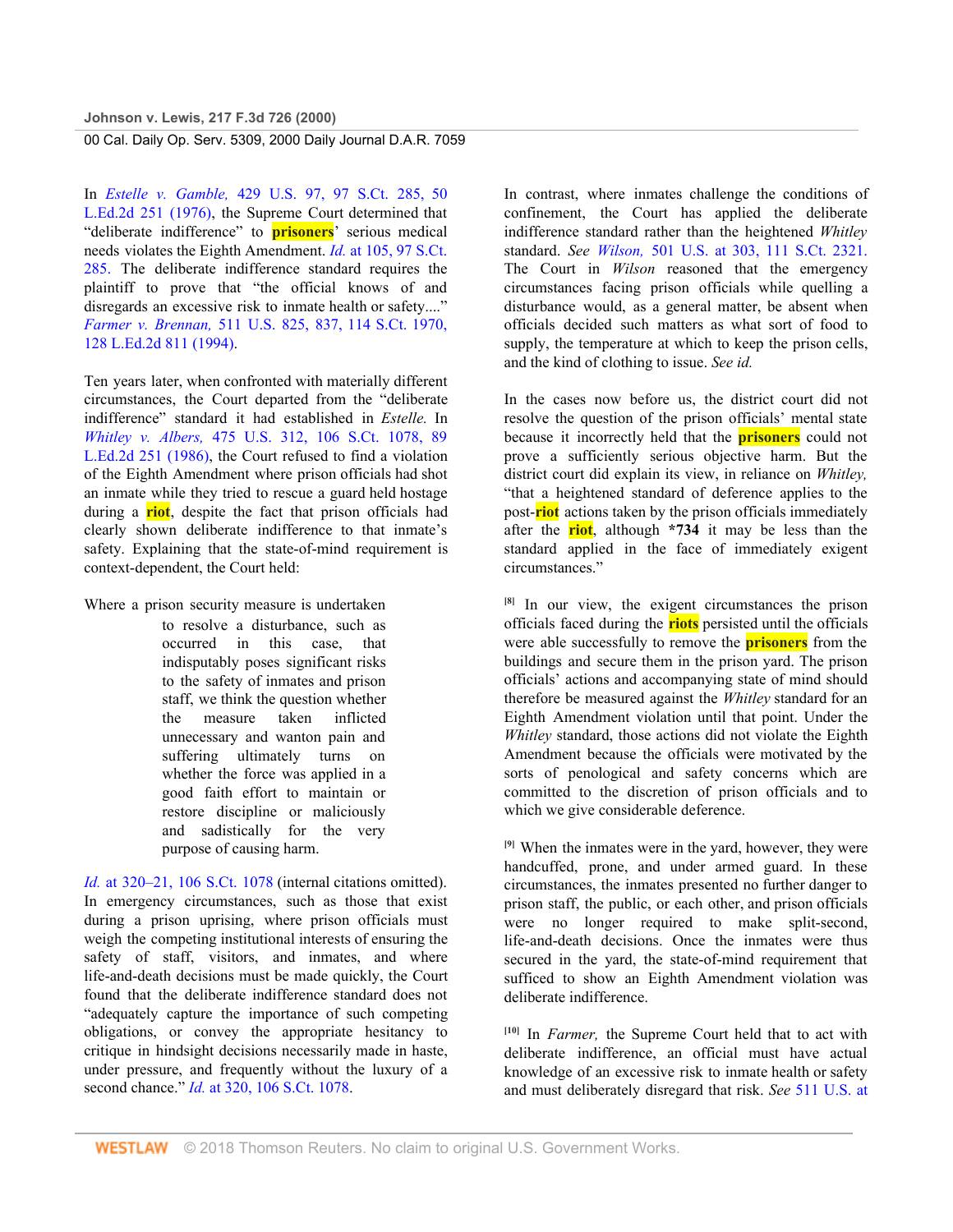In *Estelle v. Gamble,* 429 U.S. 97, 97 S.Ct. 285, 50 L.Ed.2d 251 (1976), the Supreme Court determined that "deliberate indifference" to **prisoners**' serious medical needs violates the Eighth Amendment. *Id.* at 105, 97 S.Ct. 285. The deliberate indifference standard requires the plaintiff to prove that "the official knows of and disregards an excessive risk to inmate health or safety...." *Farmer v. Brennan,* 511 U.S. 825, 837, 114 S.Ct. 1970, 128 L.Ed.2d 811 (1994).

Ten years later, when confronted with materially different circumstances, the Court departed from the "deliberate indifference" standard it had established in *Estelle.* In *Whitley v. Albers,* 475 U.S. 312, 106 S.Ct. 1078, 89 L.Ed.2d 251 (1986), the Court refused to find a violation of the Eighth Amendment where prison officials had shot an inmate while they tried to rescue a guard held hostage during a **riot**, despite the fact that prison officials had clearly shown deliberate indifference to that inmate's safety. Explaining that the state-of-mind requirement is context-dependent, the Court held:

> Where a prison security measure is undertaken to resolve a disturbance, such as occurred in this case, that indisputably poses significant risks to the safety of inmates and prison staff, we think the question whether the measure taken inflicted unnecessary and wanton pain and suffering ultimately turns on whether the force was applied in a good faith effort to maintain or restore discipline or maliciously and sadistically for the very purpose of causing harm.

*Id.* at 320–21, 106 S.Ct. 1078 (internal citations omitted). In emergency circumstances, such as those that exist during a prison uprising, where prison officials must weigh the competing institutional interests of ensuring the safety of staff, visitors, and inmates, and where life-and-death decisions must be made quickly, the Court found that the deliberate indifference standard does not "adequately capture the importance of such competing obligations, or convey the appropriate hesitancy to critique in hindsight decisions necessarily made in haste, under pressure, and frequently without the luxury of a second chance." *Id.* at 320, 106 S.Ct. 1078.

In contrast, where inmates challenge the conditions of confinement, the Court has applied the deliberate indifference standard rather than the heightened *Whitley* standard. *See Wilson,* 501 U.S. at 303, 111 S.Ct. 2321. The Court in *Wilson* reasoned that the emergency circumstances facing prison officials while quelling a disturbance would, as a general matter, be absent when officials decided such matters as what sort of food to supply, the temperature at which to keep the prison cells, and the kind of clothing to issue. *See id.*

In the cases now before us, the district court did not resolve the question of the prison officials' mental state because it incorrectly held that the **prisoners** could not prove a sufficiently serious objective harm. But the district court did explain its view, in reliance on *Whitley,* "that a heightened standard of deference applies to the post-**riot** actions taken by the prison officials immediately after the **riot**, although **\*734** it may be less than the standard applied in the face of immediately exigent circumstances."

[8] In our view, the exigent circumstances the prison officials faced during the **riots** persisted until the officials were able successfully to remove the **prisoners** from the buildings and secure them in the prison yard. The prison officials' actions and accompanying state of mind should therefore be measured against the *Whitley* standard for an Eighth Amendment violation until that point. Under the *Whitley* standard, those actions did not violate the Eighth Amendment because the officials were motivated by the sorts of penological and safety concerns which are committed to the discretion of prison officials and to which we give considerable deference.

[9] When the inmates were in the yard, however, they were handcuffed, prone, and under armed guard. In these circumstances, the inmates presented no further danger to prison staff, the public, or each other, and prison officials were no longer required to make split-second, life-and-death decisions. Once the inmates were thus secured in the yard, the state-of-mind requirement that sufficed to show an Eighth Amendment violation was deliberate indifference.

[10] In *Farmer,* the Supreme Court held that to act with deliberate indifference, an official must have actual knowledge of an excessive risk to inmate health or safety and must deliberately disregard that risk. *See* 511 U.S. at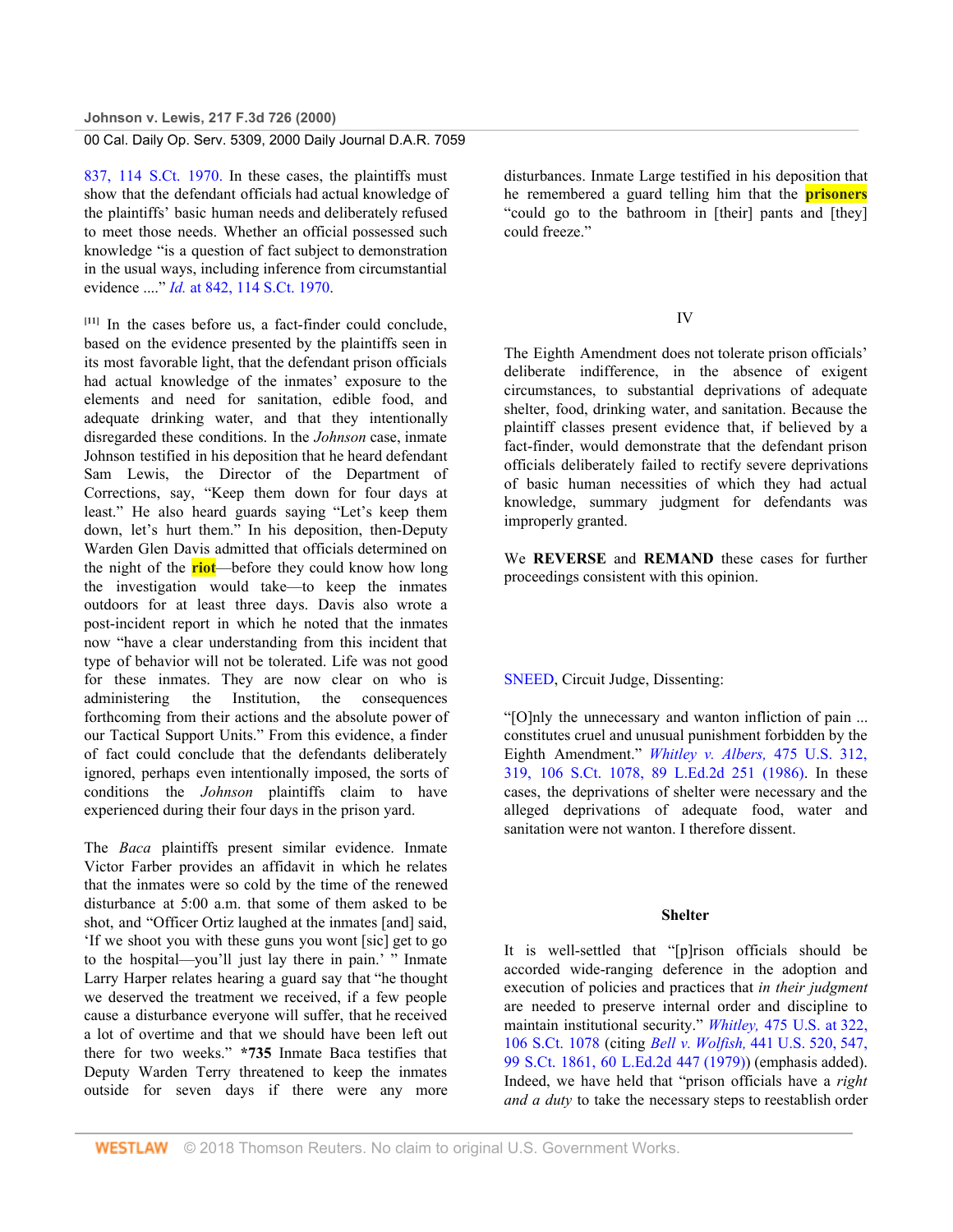837, 114 S.Ct. 1970. In these cases, the plaintiffs must show that the defendant officials had actual knowledge of the plaintiffs' basic human needs and deliberately refused to meet those needs. Whether an official possessed such knowledge "is a question of fact subject to demonstration in the usual ways, including inference from circumstantial evidence ...." *Id.* at 842, 114 S.Ct. 1970.

[11] In the cases before us, a fact-finder could conclude, based on the evidence presented by the plaintiffs seen in its most favorable light, that the defendant prison officials had actual knowledge of the inmates' exposure to the elements and need for sanitation, edible food, and adequate drinking water, and that they intentionally disregarded these conditions. In the *Johnson* case, inmate Johnson testified in his deposition that he heard defendant Sam Lewis, the Director of the Department of Corrections, say, "Keep them down for four days at least." He also heard guards saying "Let's keep them down, let's hurt them." In his deposition, then-Deputy Warden Glen Davis admitted that officials determined on the night of the riot—before they could know how long the investigation would take—to keep the inmates outdoors for at least three days. Davis also wrote a post-incident report in which he noted that the inmates now "have a clear understanding from this incident that type of behavior will not be tolerated. Life was not good for these inmates. They are now clear on who is administering the Institution, the consequences forthcoming from their actions and the absolute power of our Tactical Support Units." From this evidence, a finder of fact could conclude that the defendants deliberately ignored, perhaps even intentionally imposed, the sorts of conditions the *Johnson* plaintiffs claim to have experienced during their four days in the prison yard.

The *Baca* plaintiffs present similar evidence. Inmate Victor Farber provides an affidavit in which he relates that the inmates were so cold by the time of the renewed disturbance at 5:00 a.m. that some of them asked to be shot, and "Officer Ortiz laughed at the inmates [and] said, 'If we shoot you with these guns you wont [sic] get to go to the hospital—you'll just lay there in pain.' " Inmate Larry Harper relates hearing a guard say that "he thought we deserved the treatment we received, if a few people cause a disturbance everyone will suffer, that he received a lot of overtime and that we should have been left out there for two weeks." **\*735** Inmate Baca testifies that Deputy Warden Terry threatened to keep the inmates outside for seven days if there were any more disturbances. Inmate Large testified in his deposition that he remembered a guard telling him that the prisoners "could go to the bathroom in [their] pants and [they] could freeze."

## IV

The Eighth Amendment does not tolerate prison officials' deliberate indifference, in the absence of exigent circumstances, to substantial deprivations of adequate shelter, food, drinking water, and sanitation. Because the plaintiff classes present evidence that, if believed by a fact-finder, would demonstrate that the defendant prison officials deliberately failed to rectify severe deprivations of basic human necessities of which they had actual knowledge, summary judgment for defendants was improperly granted.

We **REVERSE** and **REMAND** these cases for further proceedings consistent with this opinion.

SNEED, Circuit Judge, Dissenting:

"[O]nly the unnecessary and wanton infliction of pain ... constitutes cruel and unusual punishment forbidden by the Eighth Amendment." *Whitley v. Albers,* 475 U.S. 312, 319, 106 S.Ct. 1078, 89 L.Ed.2d 251 (1986). In these cases, the deprivations of shelter were necessary and the alleged deprivations of adequate food, water and sanitation were not wanton. I therefore dissent.

### Shelter

It is well-settled that "[p]rison officials should be accorded wide-ranging deference in the adoption and execution of policies and practices that *in their judgment* are needed to preserve internal order and discipline to maintain institutional security." *Whitley,* 475 U.S. at 322, 106 S.Ct. 1078 (citing *Bell v. Wolfish,* 441 U.S. 520, 547, 99 S.Ct. 1861, 60 L.Ed.2d 447 (1979)) (emphasis added). Indeed, we have held that "prison officials have a *right and a duty* to take the necessary steps to reestablish order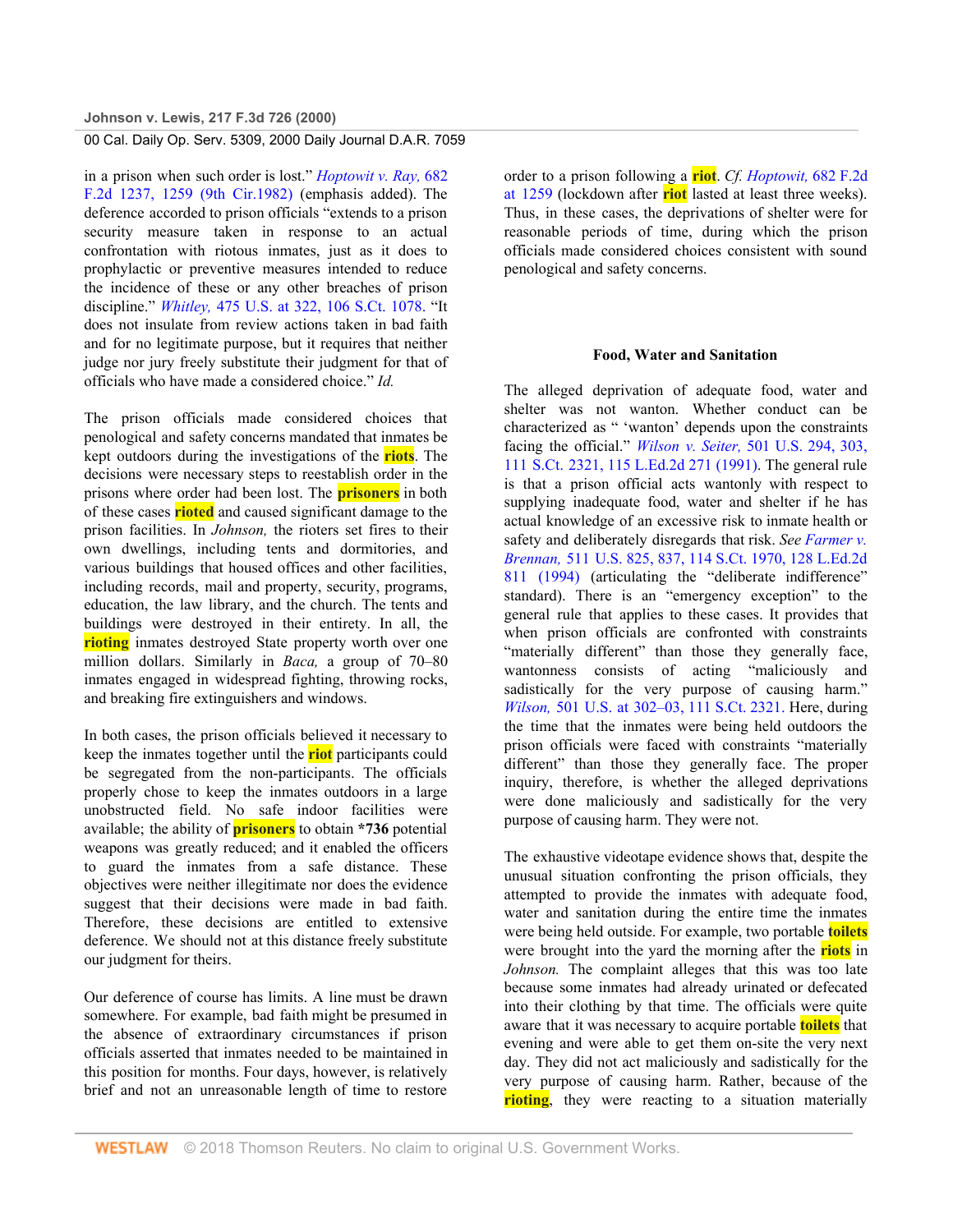in a prison when such order is lost." *Hoptowit v. Ray,* 682 F.2d 1237, 1259 (9th Cir.1982) (emphasis added). The deference accorded to prison officials "extends to a prison security measure taken in response to an actual confrontation with riotous inmates, just as it does to prophylactic or preventive measures intended to reduce the incidence of these or any other breaches of prison discipline." *Whitley,* 475 U.S. at 322, 106 S.Ct. 1078. "It does not insulate from review actions taken in bad faith and for no legitimate purpose, but it requires that neither judge nor jury freely substitute their judgment for that of officials who have made a considered choice." *Id.*

The prison officials made considered choices that penological and safety concerns mandated that inmates be kept outdoors during the investigations of the riots. The decisions were necessary steps to reestablish order in the prisons where order had been lost. The prisoners in both of these cases rioted and caused significant damage to the prison facilities. In *Johnson,* the rioters set fires to their own dwellings, including tents and dormitories, and various buildings that housed offices and other facilities, including records, mail and property, security, programs, education, the law library, and the church. The tents and buildings were destroyed in their entirety. In all, the rioting inmates destroyed State property worth over one million dollars. Similarly in *Baca,* a group of 70–80 inmates engaged in widespread fighting, throwing rocks, and breaking fire extinguishers and windows.

In both cases, the prison officials believed it necessary to keep the inmates together until the riot participants could be segregated from the non-participants. The officials properly chose to keep the inmates outdoors in a large unobstructed field. No safe indoor facilities were available; the ability of prisoners to obtain **\*736** potential weapons was greatly reduced; and it enabled the officers to guard the inmates from a safe distance. These objectives were neither illegitimate nor does the evidence suggest that their decisions were made in bad faith. Therefore, these decisions are entitled to extensive deference. We should not at this distance freely substitute our judgment for theirs.

Our deference of course has limits. A line must be drawn somewhere. For example, bad faith might be presumed in the absence of extraordinary circumstances if prison officials asserted that inmates needed to be maintained in this position for months. Four days, however, is relatively brief and not an unreasonable length of time to restore order to a prison following a riot. *Cf. Hoptowit,* 682 F.2d at 1259 (lockdown after riot lasted at least three weeks). Thus, in these cases, the deprivations of shelter were for reasonable periods of time, during which the prison officials made considered choices consistent with sound penological and safety concerns.

### Food, Water and Sanitation

The alleged deprivation of adequate food, water and shelter was not wanton. Whether conduct can be characterized as " 'wanton' depends upon the constraints facing the official." *Wilson v. Seiter,* 501 U.S. 294, 303, 111 S.Ct. 2321, 115 L.Ed.2d 271 (1991). The general rule is that a prison official acts wantonly with respect to supplying inadequate food, water and shelter if he has actual knowledge of an excessive risk to inmate health or safety and deliberately disregards that risk. *See Farmer v. Brennan,* 511 U.S. 825, 837, 114 S.Ct. 1970, 128 L.Ed.2d 811 (1994) (articulating the "deliberate indifference" standard). There is an "emergency exception" to the general rule that applies to these cases. It provides that when prison officials are confronted with constraints "materially different" than those they generally face, wantonness consists of acting "maliciously and sadistically for the very purpose of causing harm." *Wilson,* 501 U.S. at 302–03, 111 S.Ct. 2321. Here, during the time that the inmates were being held outdoors the prison officials were faced with constraints "materially different" than those they generally face. The proper inquiry, therefore, is whether the alleged deprivations were done maliciously and sadistically for the very purpose of causing harm. They were not.

The exhaustive videotape evidence shows that, despite the unusual situation confronting the prison officials, they attempted to provide the inmates with adequate food, water and sanitation during the entire time the inmates were being held outside. For example, two portable toilets were brought into the yard the morning after the riots in *Johnson.* The complaint alleges that this was too late because some inmates had already urinated or defecated into their clothing by that time. The officials were quite aware that it was necessary to acquire portable toilets that evening and were able to get them on-site the very next day. They did not act maliciously and sadistically for the very purpose of causing harm. Rather, because of the rioting, they were reacting to a situation materially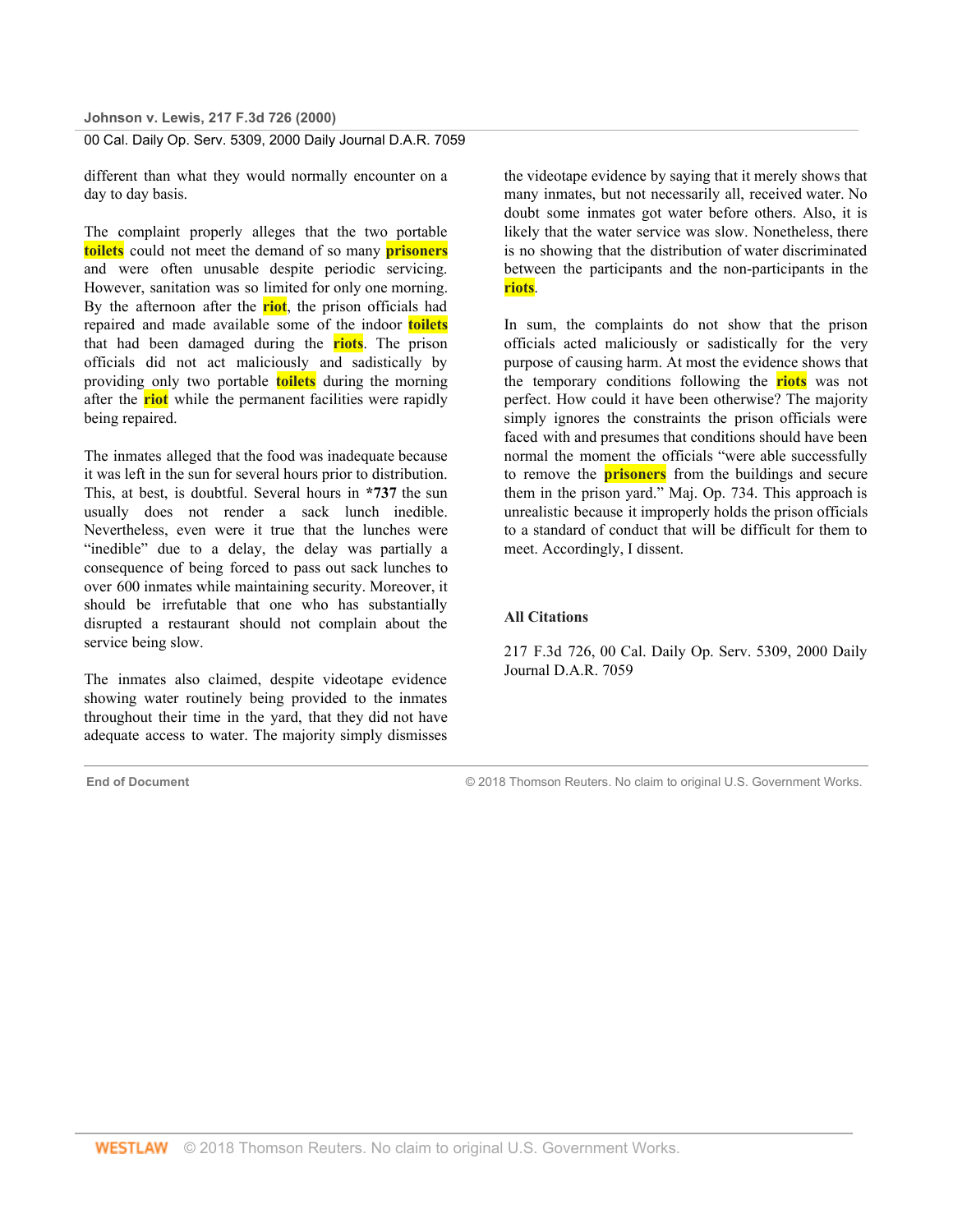different than what they would normally encounter on a day to day basis.

The complaint properly alleges that the two portable toilets could not meet the demand of so many prisoners and were often unusable despite periodic servicing. However, sanitation was so limited for only one morning. By the afternoon after the riot, the prison officials had repaired and made available some of the indoor toilets that had been damaged during the riots. The prison officials did not act maliciously and sadistically by providing only two portable toilets during the morning after the riot while the permanent facilities were rapidly being repaired.

The inmates alleged that the food was inadequate because it was left in the sun for several hours prior to distribution. This, at best, is doubtful. Several hours in **\*737** the sun usually does not render a sack lunch inedible. Nevertheless, even were it true that the lunches were "inedible" due to a delay, the delay was partially a consequence of being forced to pass out sack lunches to over 600 inmates while maintaining security. Moreover, it should be irrefutable that one who has substantially disrupted a restaurant should not complain about the service being slow.

The inmates also claimed, despite videotape evidence showing water routinely being provided to the inmates throughout their time in the yard, that they did not have adequate access to water. The majority simply dismisses the videotape evidence by saying that it merely shows that many inmates, but not necessarily all, received water. No doubt some inmates got water before others. Also, it is likely that the water service was slow. Nonetheless, there is no showing that the distribution of water discriminated between the participants and the non-participants in the riots.

In sum, the complaints do not show that the prison officials acted maliciously or sadistically for the very purpose of causing harm. At most the evidence shows that the temporary conditions following the riots was not perfect. How could it have been otherwise? The majority simply ignores the constraints the prison officials were faced with and presumes that conditions should have been normal the moment the officials "were able successfully to remove the prisoners from the buildings and secure them in the prison yard." Maj. Op. 734. This approach is unrealistic because it improperly holds the prison officials to a standard of conduct that will be difficult for them to meet. Accordingly, I dissent.

## All Citations

217 F.3d 726, 00 Cal. Daily Op. Serv. 5309, 2000 Daily Journal D.A.R. 7059

**End of Document**

© 2018 Thomson Reuters. No claim to original U.S. Government Works.